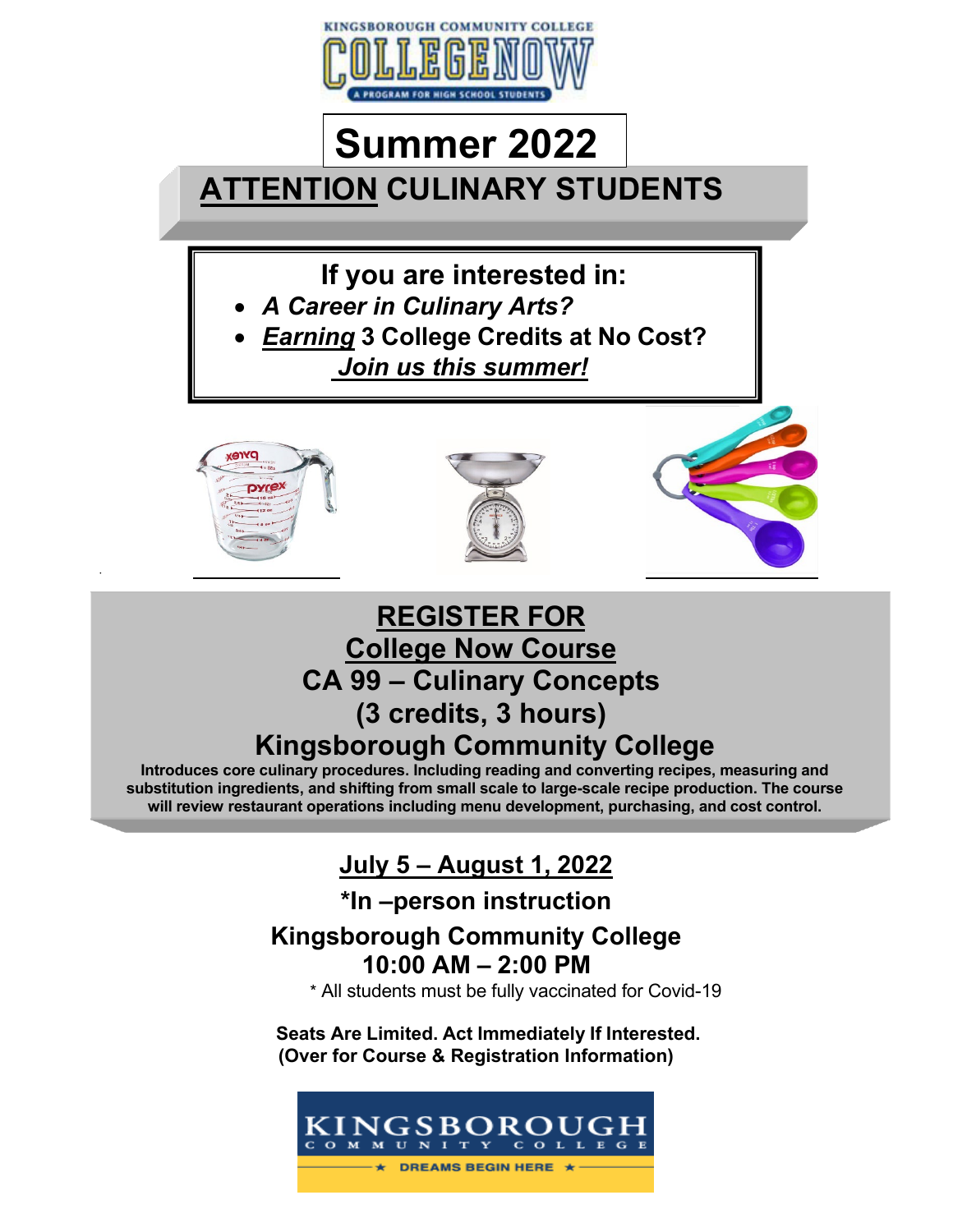KINGSBOROUGH COMMUNITY COLLEGE

COLLEGE NOW

A PROGRAM FOR HIGH SCHOOL STUDENTS

# Summer 2022

## ATTENTION CULINARY STUDENTS

**If you are interested in:**

- ***A Career in Culinary Arts?***
- ***Earning* 3 College Credits at No Cost?**

***Join us this summer!***

## REGISTER FOR College Now Course
## CA 99 – Culinary Concepts
## (3 credits, 3 hours)
## Kingsborough Community College

**Introduces core culinary procedures. Including reading and converting recipes, measuring and substitution ingredients, and shifting from small scale to large-scale recipe production. The course will review restaurant operations including menu development, purchasing, and cost control.**

**July 5 – August 1, 2022**

**\*In –person instruction**

**Kingsborough Community College**

**10:00 AM – 2:00 PM**

\* All students must be fully vaccinated for Covid-19

**Seats Are Limited. Act Immediately If Interested.**
**(Over for Course & Registration Information)**

KINGSBOROUGH COMMUNITY COLLEGE

★ DREAMS BEGIN HERE ★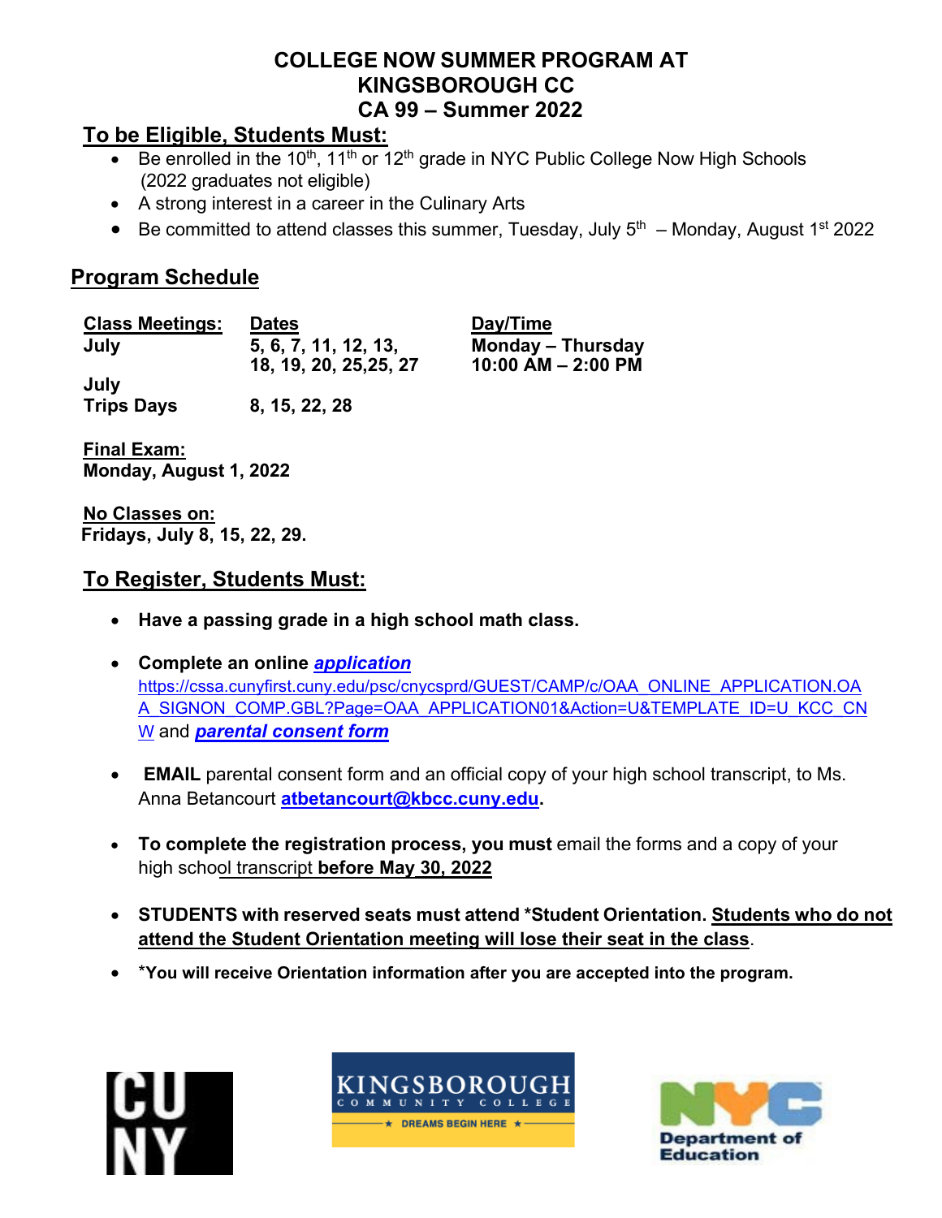# COLLEGE NOW SUMMER PROGRAM AT KINGSBOROUGH CC
# CA 99 – Summer 2022

## To be Eligible, Students Must:

- Be enrolled in the 10th, 11th or 12th grade in NYC Public College Now High Schools (2022 graduates not eligible)
- A strong interest in a career in the Culinary Arts
- Be committed to attend classes this summer, Tuesday, July 5th – Monday, August 1st 2022

## Program Schedule

| Class Meetings: | Dates | Day/Time |
|---|---|---|
| **July** | **5, 6, 7, 11, 12, 13, 18, 19, 20, 25,25, 27** | **Monday – Thursday 10:00 AM – 2:00 PM** |
| **July Trips Days** | **8, 15, 22, 28** | |

**Final Exam:**
**Monday, August 1, 2022**

**No Classes on:**
**Fridays, July 8, 15, 22, 29.**

## To Register, Students Must:

- **Have a passing grade in a high school math class.**
- **Complete an online *application*** https://cssa.cunyfirst.cuny.edu/psc/cnycsprd/GUEST/CAMP/c/OAA_ONLINE_APPLICATION.OAA_SIGNON_COMP.GBL?Page=OAA_APPLICATION01&Action=U&TEMPLATE_ID=U_KCC_CNW and ***parental consent form***
- **EMAIL** parental consent form and an official copy of your high school transcript, to Ms. Anna Betancourt **atbetancourt@kbcc.cuny.edu.**
- **To complete the registration process, you must** email the forms and a copy of your high school transcript **before May 30, 2022**
- **STUDENTS with reserved seats must attend *Student Orientation. Students who do not attend the Student Orientation meeting will lose their seat in the class**.
- ***You will receive Orientation information after you are accepted into the program.**

CUNY

KINGSBOROUGH COMMUNITY COLLEGE
★ DREAMS BEGIN HERE ★

NYC Department of Education